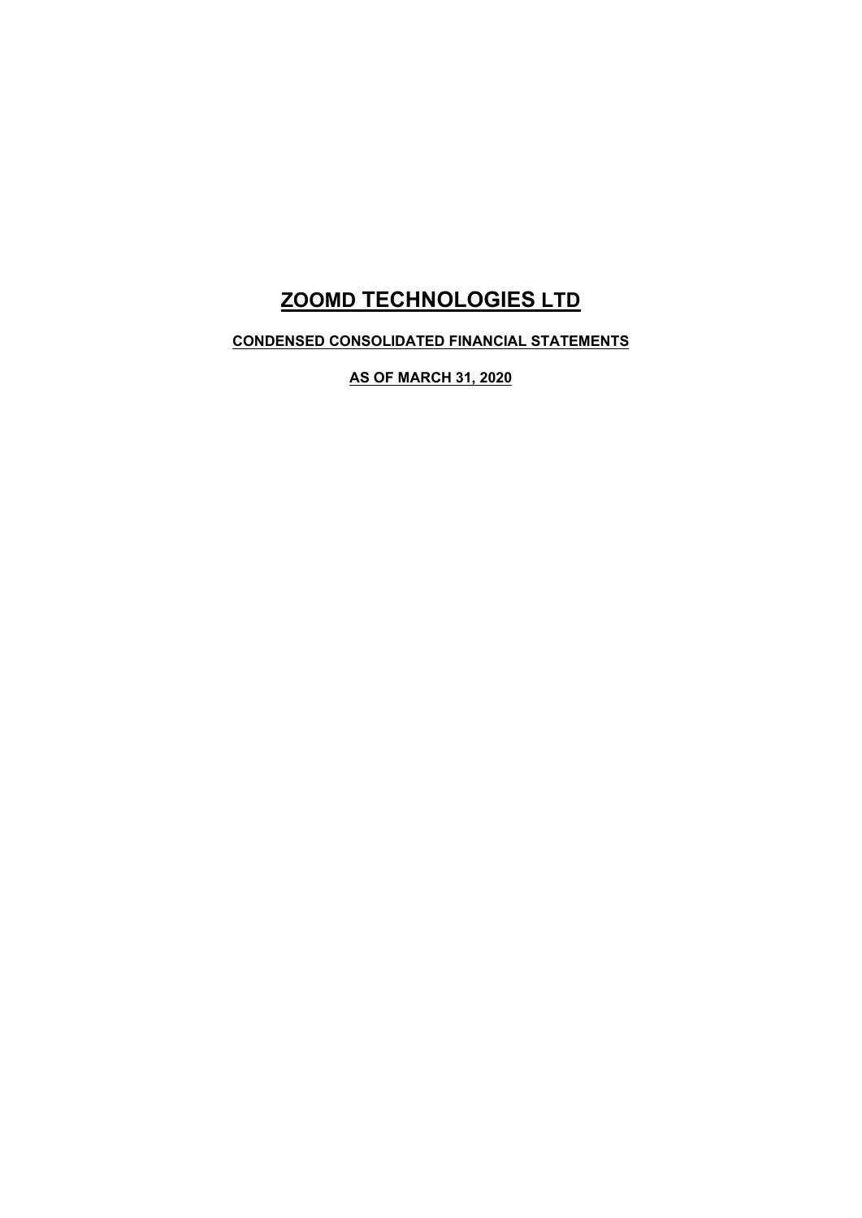# ZOOMD TECHNOLOGIES LTD

**CONDENSED CONSOLIDATED FINANCIAL STATEMENTS**

**AS OF MARCH 31, 2020**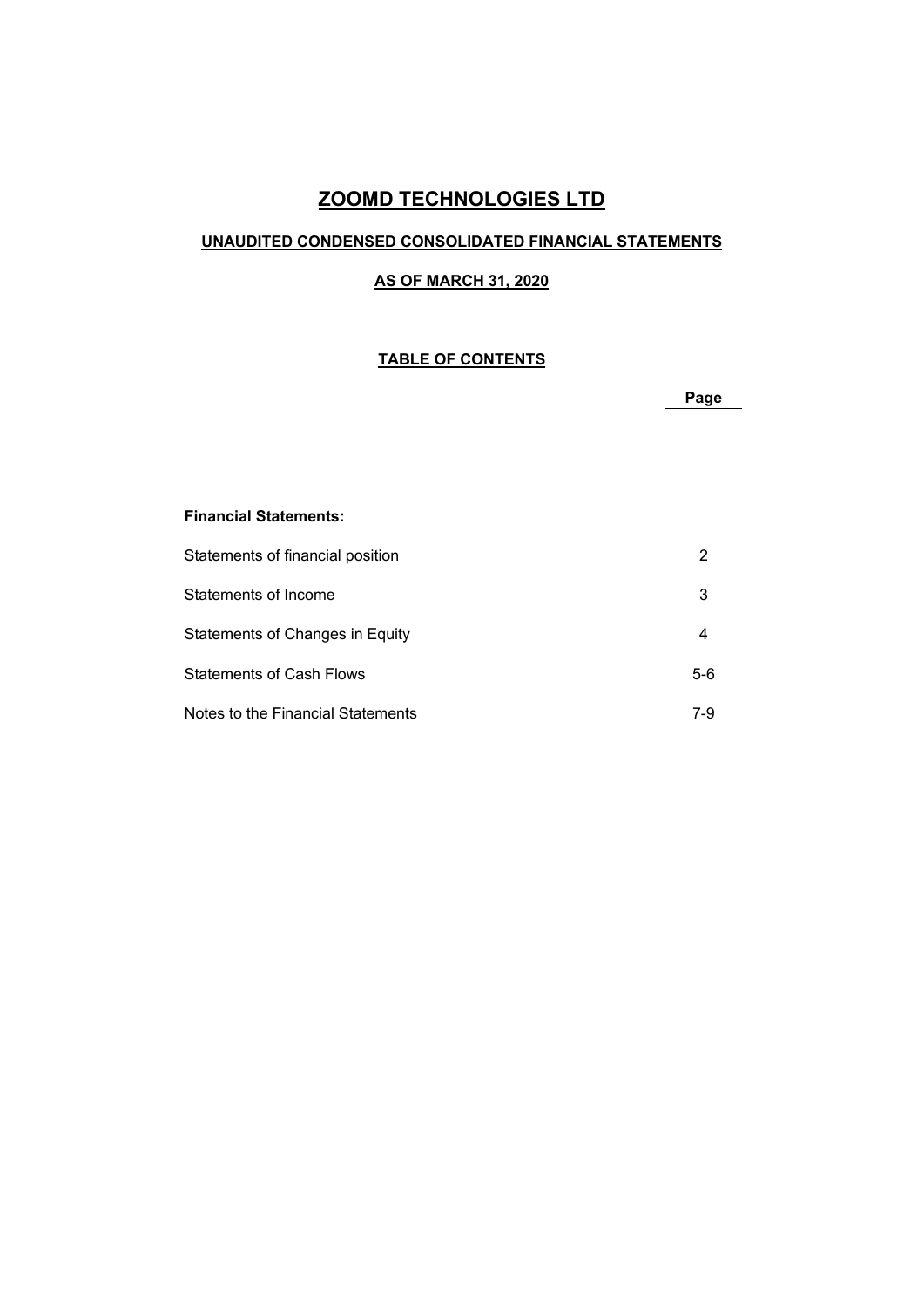# ZOOMD TECHNOLOGIES LTD

## UNAUDITED CONDENSED CONSOLIDATED FINANCIAL STATEMENTS

## AS OF MARCH 31, 2020

### TABLE OF CONTENTS

| | Page |
|---|---|
| **Financial Statements:** | |
| Statements of financial position | 2 |
| Statements of Income | 3 |
| Statements of Changes in Equity | 4 |
| Statements of Cash Flows | 5-6 |
| Notes to the Financial Statements | 7-9 |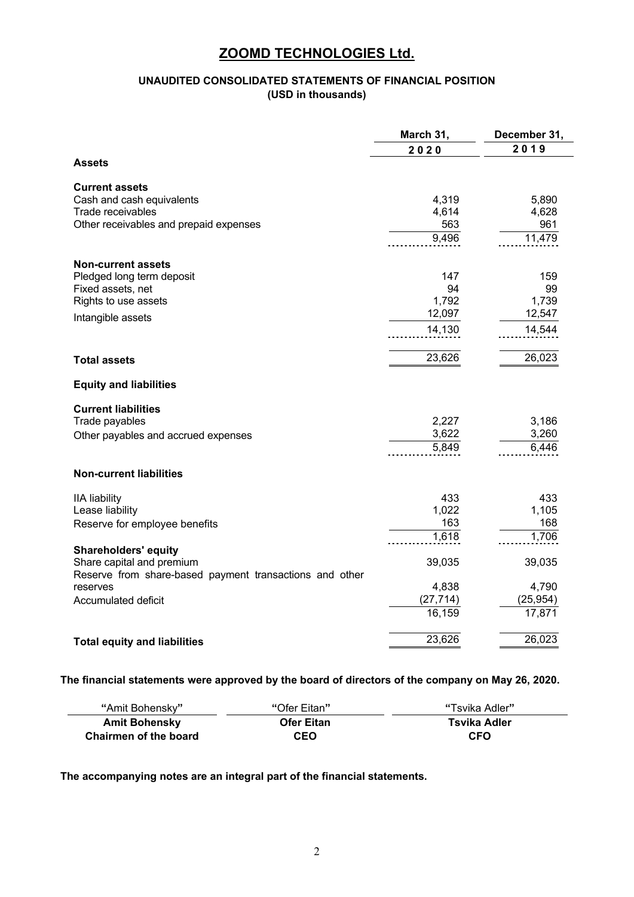# ZOOMD TECHNOLOGIES Ltd.

### UNAUDITED CONSOLIDATED STATEMENTS OF FINANCIAL POSITION
### (USD in thousands)

| | March 31, | December 31, |
|---|---|---|
| | 2020 | 2019 |
| **Assets** | | |
| **Current assets** | | |
| Cash and cash equivalents | 4,319 | 5,890 |
| Trade receivables | 4,614 | 4,628 |
| Other receivables and prepaid expenses | 563 | 961 |
| | 9,496 | 11,479 |
| **Non-current assets** | | |
| Pledged long term deposit | 147 | 159 |
| Fixed assets, net | 94 | 99 |
| Rights to use assets | 1,792 | 1,739 |
| Intangible assets | 12,097 | 12,547 |
| | 14,130 | 14,544 |
| **Total assets** | 23,626 | 26,023 |
| **Equity and liabilities** | | |
| **Current liabilities** | | |
| Trade payables | 2,227 | 3,186 |
| Other payables and accrued expenses | 3,622 | 3,260 |
| | 5,849 | 6,446 |
| **Non-current liabilities** | | |
| IIA liability | 433 | 433 |
| Lease liability | 1,022 | 1,105 |
| Reserve for employee benefits | 163 | 168 |
| | 1,618 | 1,706 |
| **Shareholders' equity** | | |
| Share capital and premium | 39,035 | 39,035 |
| Reserve from share-based payment transactions and other reserves | 4,838 | 4,790 |
| Accumulated deficit | (27,714) | (25,954) |
| | 16,159 | 17,871 |
| **Total equity and liabilities** | 23,626 | 26,023 |

**The financial statements were approved by the board of directors of the company on May 26, 2020.**

| "Amit Bohensky" | "Ofer Eitan" | "Tsvika Adler" |
|---|---|---|
| **Amit Bohensky** | **Ofer Eitan** | **Tsvika Adler** |
| **Chairmen of the board** | **CEO** | **CFO** |

**The accompanying notes are an integral part of the financial statements.**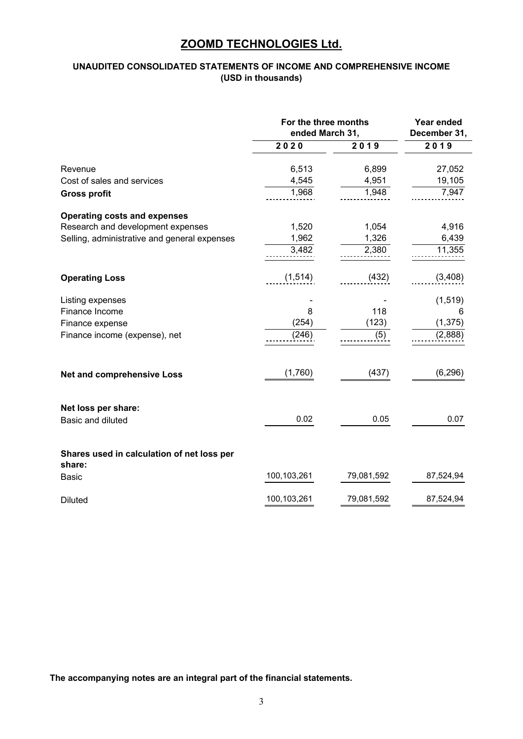# ZOOMD TECHNOLOGIES Ltd.

## UNAUDITED CONSOLIDATED STATEMENTS OF INCOME AND COMPREHENSIVE INCOME
**(USD in thousands)**

| | For the three months ended March 31, | | Year ended December 31, |
|---|---|---|---|
| | **2020** | **2019** | **2019** |
| Revenue | 6,513 | 6,899 | 27,052 |
| Cost of sales and services | 4,545 | 4,951 | 19,105 |
| **Gross profit** | 1,968 | 1,948 | 7,947 |
| **Operating costs and expenses** | | | |
| Research and development expenses | 1,520 | 1,054 | 4,916 |
| Selling, administrative and general expenses | 1,962 | 1,326 | 6,439 |
| | 3,482 | 2,380 | 11,355 |
| **Operating Loss** | (1,514) | (432) | (3,408) |
| Listing expenses | - | - | (1,519) |
| Finance Income | 8 | 118 | 6 |
| Finance expense | (254) | (123) | (1,375) |
| Finance income (expense), net | (246) | (5) | (2,888) |
| **Net and comprehensive Loss** | (1,760) | (437) | (6,296) |
| **Net loss per share:** | | | |
| Basic and diluted | 0.02 | 0.05 | 0.07 |
| **Shares used in calculation of net loss per share:** | | | |
| Basic | 100,103,261 | 79,081,592 | 87,524,94 |
| Diluted | 100,103,261 | 79,081,592 | 87,524,94 |

**The accompanying notes are an integral part of the financial statements.**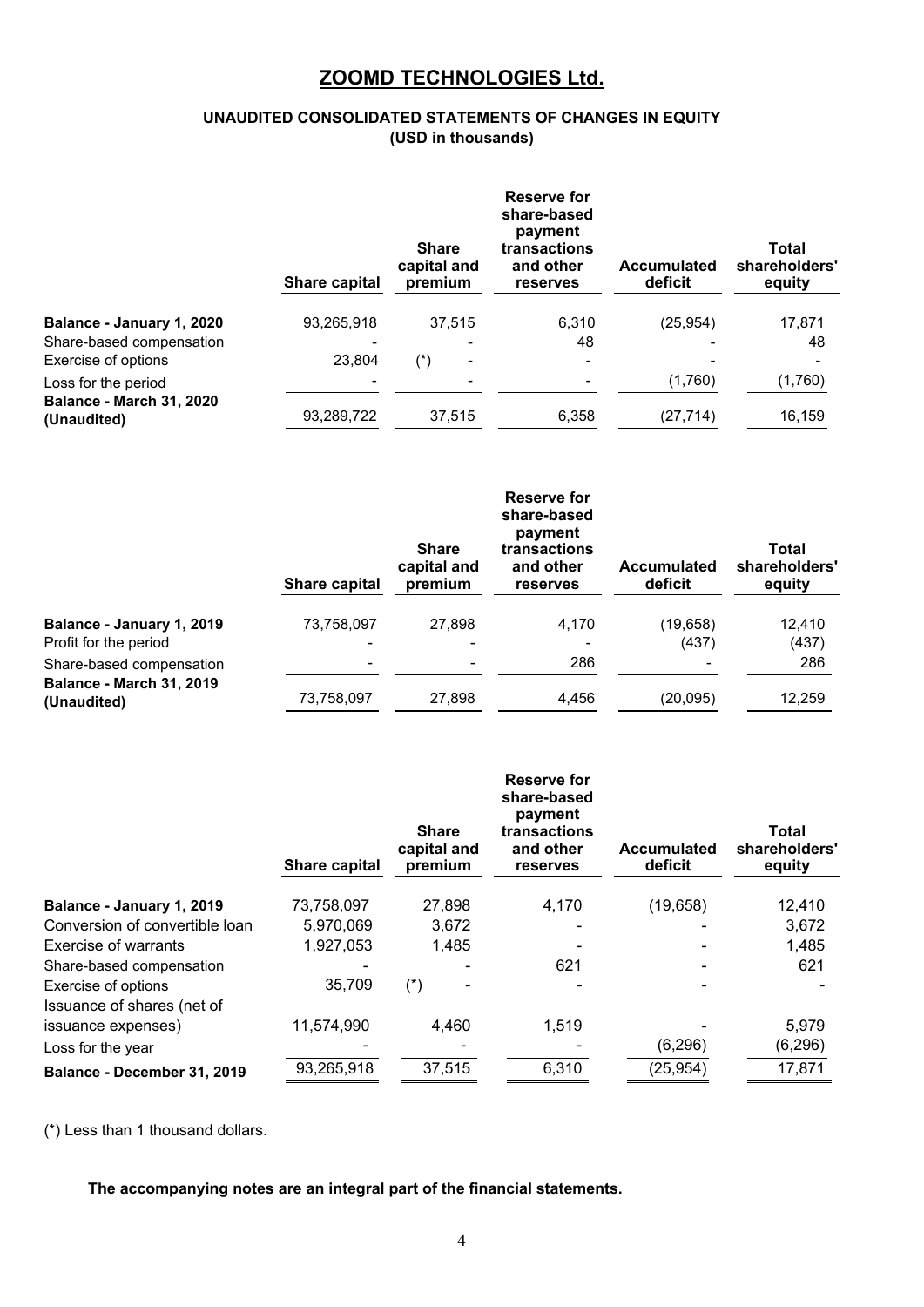# ZOOMD TECHNOLOGIES Ltd.

**UNAUDITED CONSOLIDATED STATEMENTS OF CHANGES IN EQUITY**
**(USD in thousands)**

| | Share capital | Share capital and premium | Reserve for share-based payment transactions and other reserves | Accumulated deficit | Total shareholders' equity |
|---|---|---|---|---|---|
| **Balance - January 1, 2020** | 93,265,918 | 37,515 | 6,310 | (25,954) | 17,871 |
| Share-based compensation | - | - | 48 | - | 48 |
| Exercise of options | 23,804 | (*) - | - | - | - |
| Loss for the period | - | - | - | (1,760) | (1,760) |
| **Balance - March 31, 2020 (Unaudited)** | 93,289,722 | 37,515 | 6,358 | (27,714) | 16,159 |

| | Share capital | Share capital and premium | Reserve for share-based payment transactions and other reserves | Accumulated deficit | Total shareholders' equity |
|---|---|---|---|---|---|
| **Balance - January 1, 2019** | 73,758,097 | 27,898 | 4,170 | (19,658) | 12,410 |
| Profit for the period | - | - | - | (437) | (437) |
| Share-based compensation | - | - | 286 | - | 286 |
| **Balance - March 31, 2019 (Unaudited)** | 73,758,097 | 27,898 | 4,456 | (20,095) | 12,259 |

| | Share capital | Share capital and premium | Reserve for share-based payment transactions and other reserves | Accumulated deficit | Total shareholders' equity |
|---|---|---|---|---|---|
| **Balance - January 1, 2019** | 73,758,097 | 27,898 | 4,170 | (19,658) | 12,410 |
| Conversion of convertible loan | 5,970,069 | 3,672 | - | - | 3,672 |
| Exercise of warrants | 1,927,053 | 1,485 | - | - | 1,485 |
| Share-based compensation | - | - | 621 | - | 621 |
| Exercise of options | 35,709 | (*) - | - | - | - |
| Issuance of shares (net of issuance expenses) | 11,574,990 | 4,460 | 1,519 | - | 5,979 |
| Loss for the year | - | - | - | (6,296) | (6,296) |
| **Balance - December 31, 2019** | 93,265,918 | 37,515 | 6,310 | (25,954) | 17,871 |

(*) Less than 1 thousand dollars.

**The accompanying notes are an integral part of the financial statements.**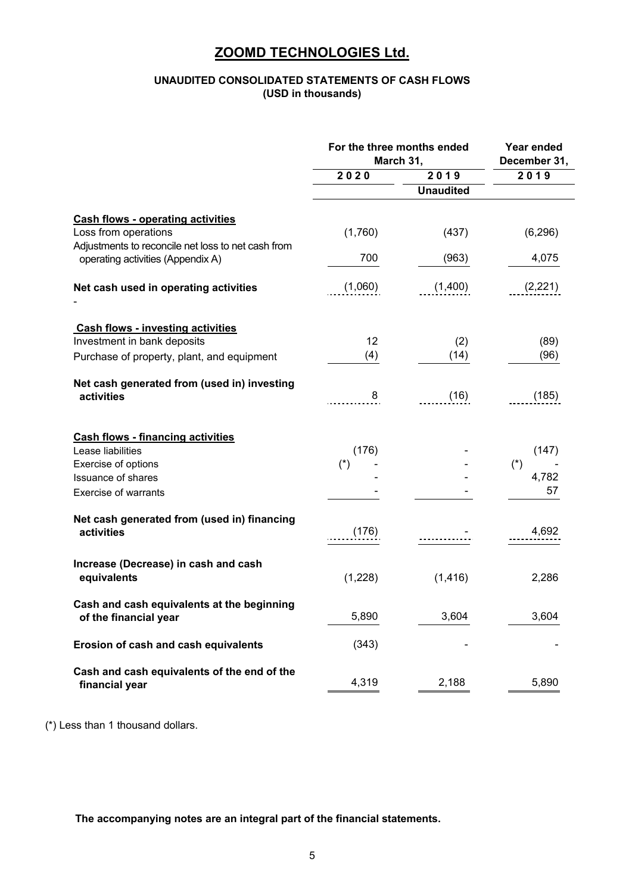# ZOOMD TECHNOLOGIES Ltd.

### UNAUDITED CONSOLIDATED STATEMENTS OF CASH FLOWS
### (USD in thousands)

| | For the three months ended March 31, | | Year ended December 31, |
|---|---|---|---|
| | 2020 | 2019 | 2019 |
| | | Unaudited | |
| **Cash flows - operating activities** | | | |
| Loss from operations | (1,760) | (437) | (6,296) |
| Adjustments to reconcile net loss to net cash from operating activities (Appendix A) | 700 | (963) | 4,075 |
| **Net cash used in operating activities** | (1,060) | (1,400) | (2,221) |
| - | | | |
| **Cash flows - investing activities** | | | |
| Investment in bank deposits | 12 | (2) | (89) |
| Purchase of property, plant, and equipment | (4) | (14) | (96) |
| **Net cash generated from (used in) investing activities** | 8 | (16) | (185) |
| **Cash flows - financing activities** | | | |
| Lease liabilities | (176) | - | (147) |
| Exercise of options | (*) - | - | (*) - |
| Issuance of shares | - | - | 4,782 |
| Exercise of warrants | - | - | 57 |
| **Net cash generated from (used in) financing activities** | (176) | - | 4,692 |
| **Increase (Decrease) in cash and cash equivalents** | (1,228) | (1,416) | 2,286 |
| **Cash and cash equivalents at the beginning of the financial year** | 5,890 | 3,604 | 3,604 |
| **Erosion of cash and cash equivalents** | (343) | - | - |
| **Cash and cash equivalents of the end of the financial year** | 4,319 | 2,188 | 5,890 |

(*) Less than 1 thousand dollars.

**The accompanying notes are an integral part of the financial statements.**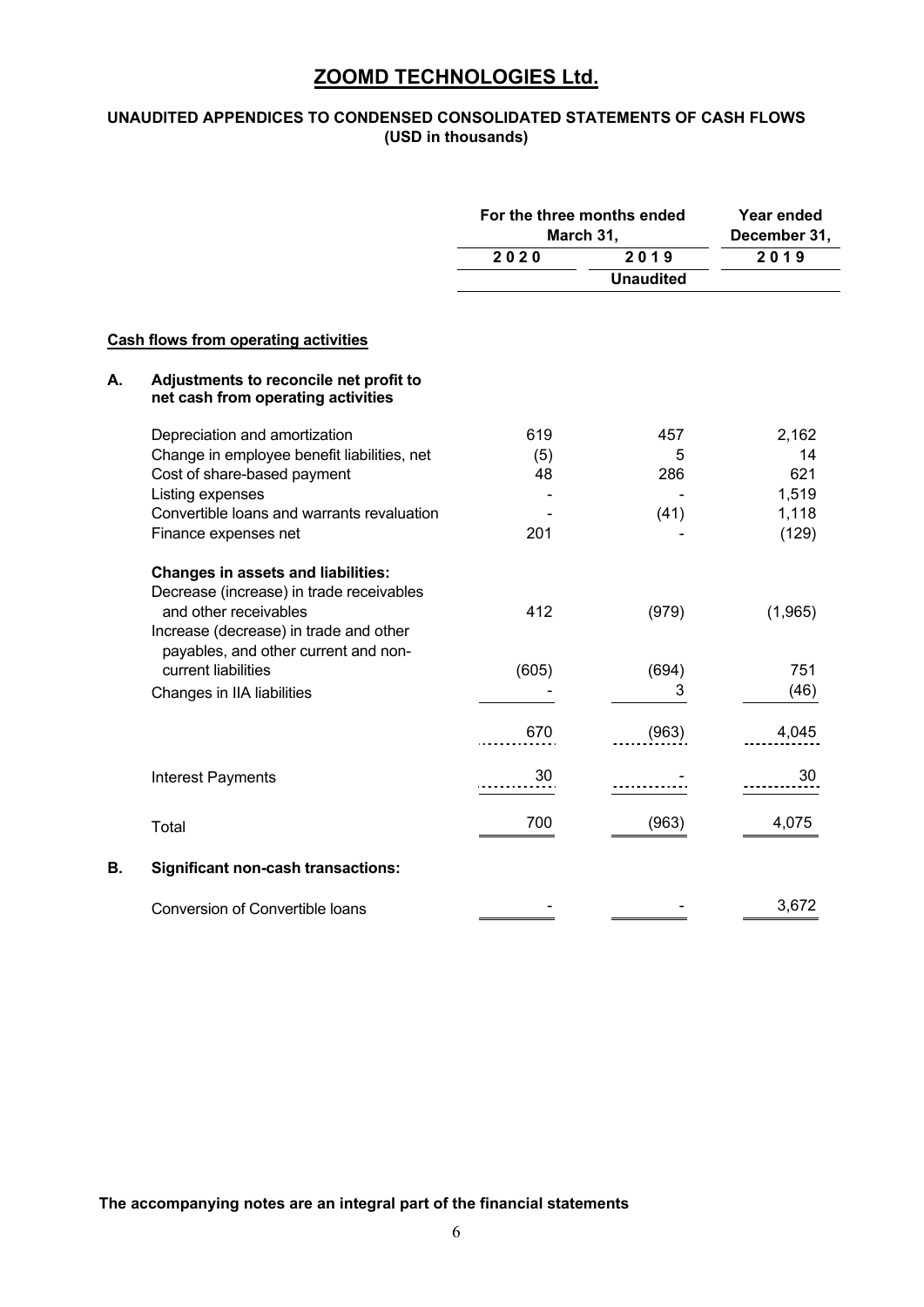# ZOOMD TECHNOLOGIES Ltd.

## UNAUDITED APPENDICES TO CONDENSED CONSOLIDATED STATEMENTS OF CASH FLOWS (USD in thousands)

| | | For the three months ended March 31, | | Year ended December 31, |
|---|---|---|---|---|
| | | 2020 | 2019 | 2019 |
| | | | Unaudited | |
| | **Cash flows from operating activities** | | | |
| **A.** | **Adjustments to reconcile net profit to net cash from operating activities** | | | |
| | Depreciation and amortization | 619 | 457 | 2,162 |
| | Change in employee benefit liabilities, net | (5) | 5 | 14 |
| | Cost of share-based payment | 48 | 286 | 621 |
| | Listing expenses | - | - | 1,519 |
| | Convertible loans and warrants revaluation | - | (41) | 1,118 |
| | Finance expenses net | 201 | - | (129) |
| | **Changes in assets and liabilities:** | | | |
| | Decrease (increase) in trade receivables and other receivables | 412 | (979) | (1,965) |
| | Increase (decrease) in trade and other payables, and other current and non-current liabilities | (605) | (694) | 751 |
| | Changes in IIA liabilities | - | 3 | (46) |
| | | 670 | (963) | 4,045 |
| | Interest Payments | 30 | - | 30 |
| | Total | 700 | (963) | 4,075 |
| **B.** | **Significant non-cash transactions:** | | | |
| | Conversion of Convertible loans | - | - | 3,672 |

**The accompanying notes are an integral part of the financial statements**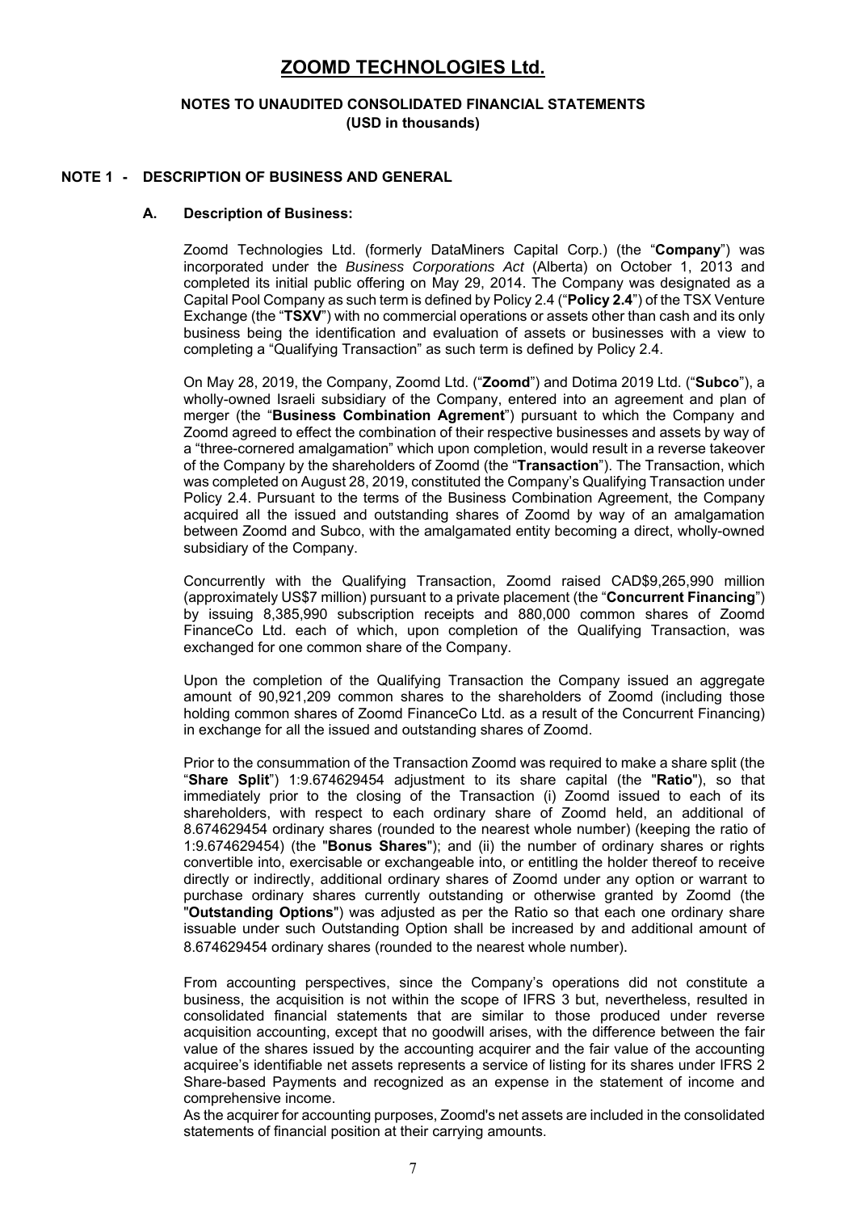# ZOOMD TECHNOLOGIES Ltd.

## NOTES TO UNAUDITED CONSOLIDATED FINANCIAL STATEMENTS
### (USD in thousands)

### NOTE 1 - DESCRIPTION OF BUSINESS AND GENERAL

#### A. Description of Business:

Zoomd Technologies Ltd. (formerly DataMiners Capital Corp.) (the "**Company**") was incorporated under the *Business Corporations Act* (Alberta) on October 1, 2013 and completed its initial public offering on May 29, 2014. The Company was designated as a Capital Pool Company as such term is defined by Policy 2.4 ("**Policy 2.4**") of the TSX Venture Exchange (the "**TSXV**") with no commercial operations or assets other than cash and its only business being the identification and evaluation of assets or businesses with a view to completing a "Qualifying Transaction" as such term is defined by Policy 2.4.

On May 28, 2019, the Company, Zoomd Ltd. ("**Zoomd**") and Dotima 2019 Ltd. ("**Subco**"), a wholly-owned Israeli subsidiary of the Company, entered into an agreement and plan of merger (the "**Business Combination Agrement**") pursuant to which the Company and Zoomd agreed to effect the combination of their respective businesses and assets by way of a "three-cornered amalgamation" which upon completion, would result in a reverse takeover of the Company by the shareholders of Zoomd (the "**Transaction**"). The Transaction, which was completed on August 28, 2019, constituted the Company's Qualifying Transaction under Policy 2.4. Pursuant to the terms of the Business Combination Agreement, the Company acquired all the issued and outstanding shares of Zoomd by way of an amalgamation between Zoomd and Subco, with the amalgamated entity becoming a direct, wholly-owned subsidiary of the Company.

Concurrently with the Qualifying Transaction, Zoomd raised CAD$9,265,990 million (approximately US$7 million) pursuant to a private placement (the "**Concurrent Financing**") by issuing 8,385,990 subscription receipts and 880,000 common shares of Zoomd FinanceCo Ltd. each of which, upon completion of the Qualifying Transaction, was exchanged for one common share of the Company.

Upon the completion of the Qualifying Transaction the Company issued an aggregate amount of 90,921,209 common shares to the shareholders of Zoomd (including those holding common shares of Zoomd FinanceCo Ltd. as a result of the Concurrent Financing) in exchange for all the issued and outstanding shares of Zoomd.

Prior to the consummation of the Transaction Zoomd was required to make a share split (the "**Share Split**") 1:9.674629454 adjustment to its share capital (the "**Ratio**"), so that immediately prior to the closing of the Transaction (i) Zoomd issued to each of its shareholders, with respect to each ordinary share of Zoomd held, an additional of 8.674629454 ordinary shares (rounded to the nearest whole number) (keeping the ratio of 1:9.674629454) (the "**Bonus Shares**"); and (ii) the number of ordinary shares or rights convertible into, exercisable or exchangeable into, or entitling the holder thereof to receive directly or indirectly, additional ordinary shares of Zoomd under any option or warrant to purchase ordinary shares currently outstanding or otherwise granted by Zoomd (the "**Outstanding Options**") was adjusted as per the Ratio so that each one ordinary share issuable under such Outstanding Option shall be increased by and additional amount of 8.674629454 ordinary shares (rounded to the nearest whole number).

From accounting perspectives, since the Company's operations did not constitute a business, the acquisition is not within the scope of IFRS 3 but, nevertheless, resulted in consolidated financial statements that are similar to those produced under reverse acquisition accounting, except that no goodwill arises, with the difference between the fair value of the shares issued by the accounting acquirer and the fair value of the accounting acquiree's identifiable net assets represents a service of listing for its shares under IFRS 2 Share-based Payments and recognized as an expense in the statement of income and comprehensive income.

As the acquirer for accounting purposes, Zoomd's net assets are included in the consolidated statements of financial position at their carrying amounts.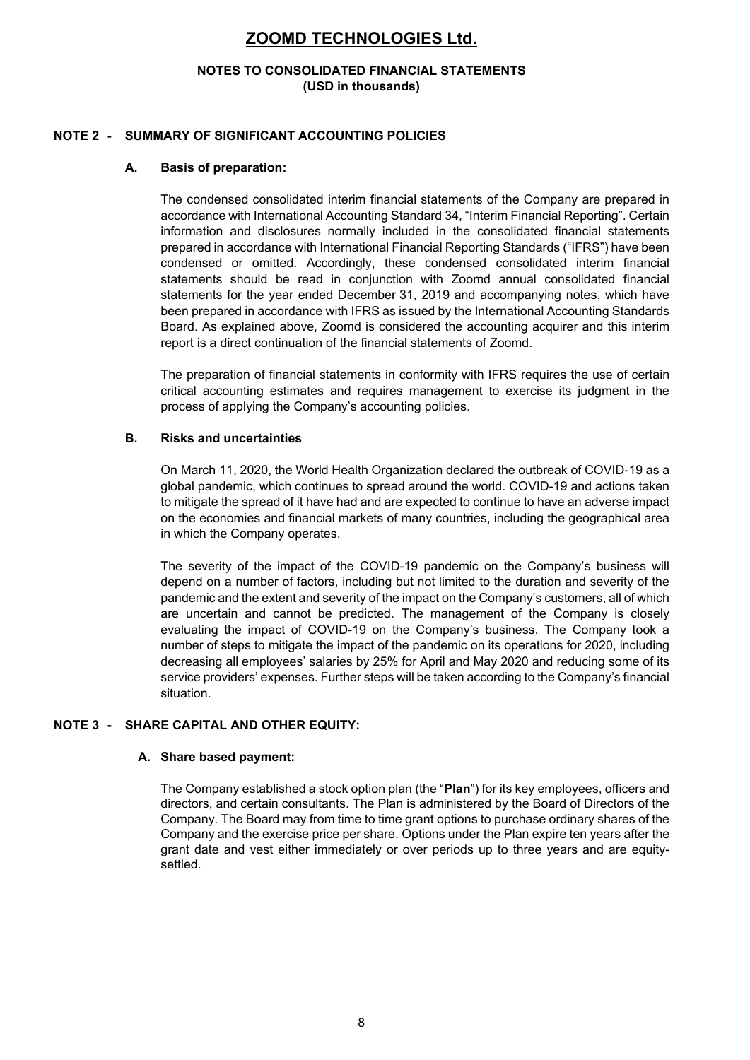# ZOOMD TECHNOLOGIES Ltd.

**NOTES TO CONSOLIDATED FINANCIAL STATEMENTS**
**(USD in thousands)**

## NOTE 2 - SUMMARY OF SIGNIFICANT ACCOUNTING POLICIES

### A. Basis of preparation:

The condensed consolidated interim financial statements of the Company are prepared in accordance with International Accounting Standard 34, "Interim Financial Reporting". Certain information and disclosures normally included in the consolidated financial statements prepared in accordance with International Financial Reporting Standards ("IFRS") have been condensed or omitted. Accordingly, these condensed consolidated interim financial statements should be read in conjunction with Zoomd annual consolidated financial statements for the year ended December 31, 2019 and accompanying notes, which have been prepared in accordance with IFRS as issued by the International Accounting Standards Board. As explained above, Zoomd is considered the accounting acquirer and this interim report is a direct continuation of the financial statements of Zoomd.

The preparation of financial statements in conformity with IFRS requires the use of certain critical accounting estimates and requires management to exercise its judgment in the process of applying the Company's accounting policies.

### B. Risks and uncertainties

On March 11, 2020, the World Health Organization declared the outbreak of COVID-19 as a global pandemic, which continues to spread around the world. COVID-19 and actions taken to mitigate the spread of it have had and are expected to continue to have an adverse impact on the economies and financial markets of many countries, including the geographical area in which the Company operates.

The severity of the impact of the COVID-19 pandemic on the Company's business will depend on a number of factors, including but not limited to the duration and severity of the pandemic and the extent and severity of the impact on the Company's customers, all of which are uncertain and cannot be predicted. The management of the Company is closely evaluating the impact of COVID-19 on the Company's business. The Company took a number of steps to mitigate the impact of the pandemic on its operations for 2020, including decreasing all employees' salaries by 25% for April and May 2020 and reducing some of its service providers' expenses. Further steps will be taken according to the Company's financial situation.

## NOTE 3 - SHARE CAPITAL AND OTHER EQUITY:

### A. Share based payment:

The Company established a stock option plan (the "**Plan**") for its key employees, officers and directors, and certain consultants. The Plan is administered by the Board of Directors of the Company. The Board may from time to time grant options to purchase ordinary shares of the Company and the exercise price per share. Options under the Plan expire ten years after the grant date and vest either immediately or over periods up to three years and are equity-settled.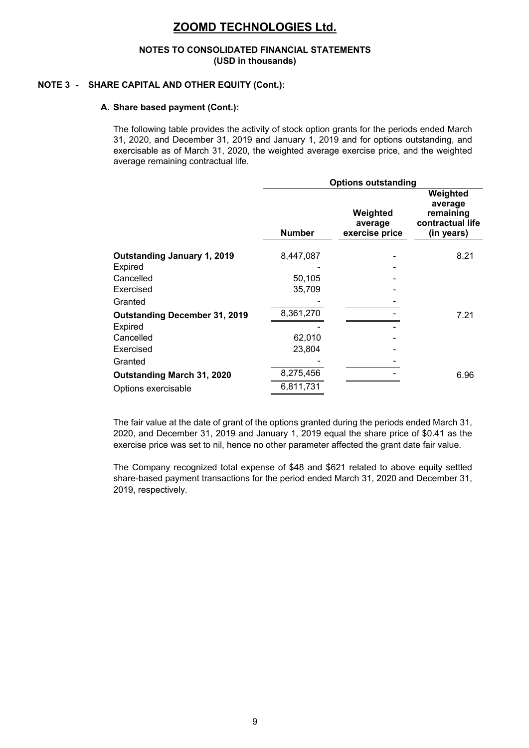# ZOOMD TECHNOLOGIES Ltd.

**NOTES TO CONSOLIDATED FINANCIAL STATEMENTS**
**(USD in thousands)**

**NOTE 3 - SHARE CAPITAL AND OTHER EQUITY (Cont.):**

**A. Share based payment (Cont.):**

The following table provides the activity of stock option grants for the periods ended March 31, 2020, and December 31, 2019 and January 1, 2019 and for options outstanding, and exercisable as of March 31, 2020, the weighted average exercise price, and the weighted average remaining contractual life.

| | Options outstanding | | |
|---|---|---|---|
| | Number | Weighted average exercise price | Weighted average remaining contractual life (in years) |
| **Outstanding January 1, 2019** | 8,447,087 | - | 8.21 |
| Expired | - | - | |
| Cancelled | 50,105 | - | |
| Exercised | 35,709 | - | |
| Granted | - | - | |
| **Outstanding December 31, 2019** | 8,361,270 | - | 7.21 |
| Expired | - | - | |
| Cancelled | 62,010 | - | |
| Exercised | 23,804 | - | |
| Granted | - | - | |
| **Outstanding March 31, 2020** | 8,275,456 | - | 6.96 |
| Options exercisable | 6,811,731 | | |

The fair value at the date of grant of the options granted during the periods ended March 31, 2020, and December 31, 2019 and January 1, 2019 equal the share price of \$0.41 as the exercise price was set to nil, hence no other parameter affected the grant date fair value.

The Company recognized total expense of \$48 and \$621 related to above equity settled share-based payment transactions for the period ended March 31, 2020 and December 31, 2019, respectively.